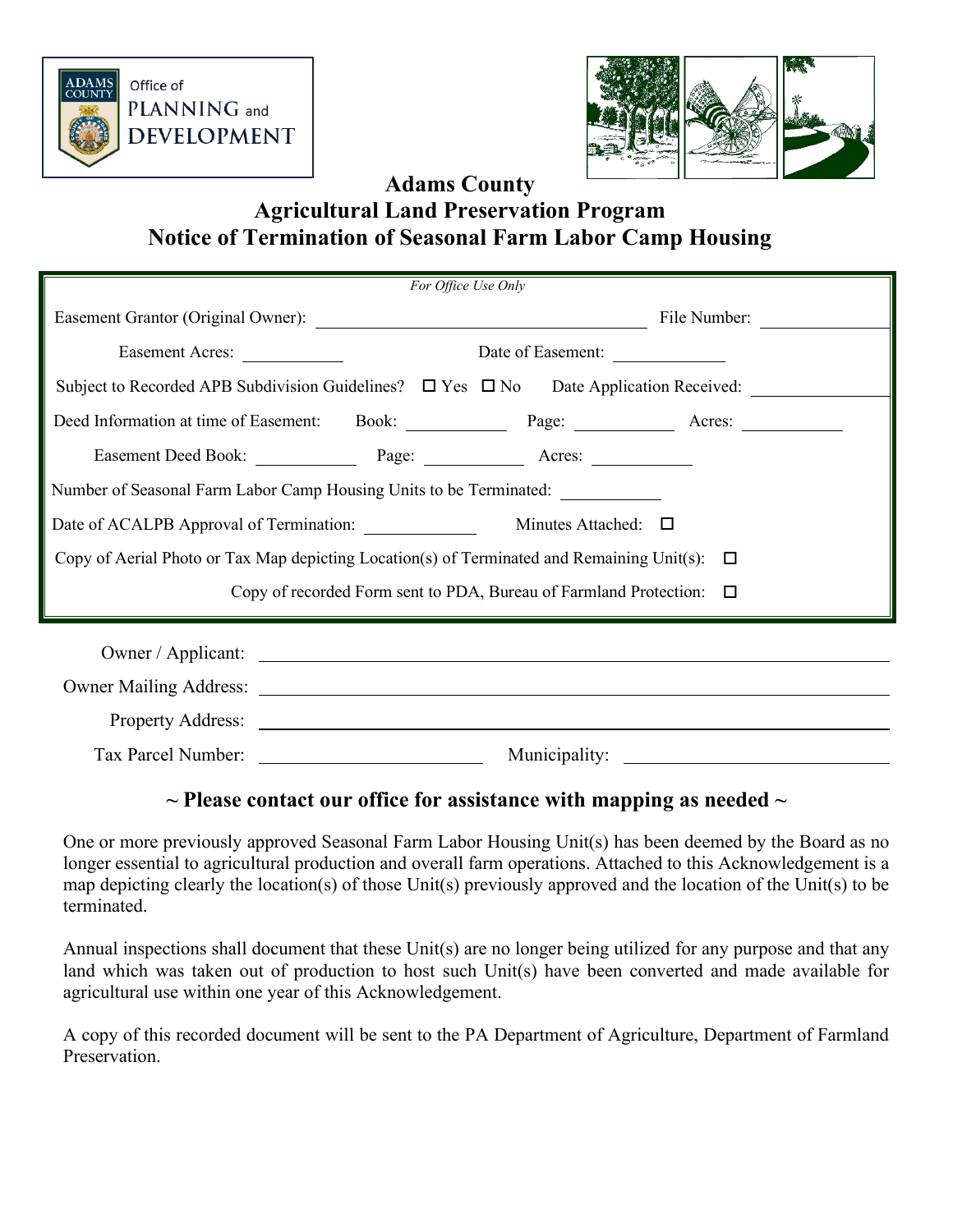Office of PLANNING and DEVELOPMENT

# Adams County
## Agricultural Land Preservation Program
## Notice of Termination of Seasonal Farm Labor Camp Housing

*For Office Use Only*

Easement Grantor (Original Owner): ____________________ File Number: __________

Easement Acres: __________ Date of Easement: __________

Subject to Recorded APB Subdivision Guidelines? ☐ Yes ☐ No Date Application Received: __________

Deed Information at time of Easement: Book: __________ Page: __________ Acres: __________

Easement Deed Book: __________ Page: __________ Acres: __________

Number of Seasonal Farm Labor Camp Housing Units to be Terminated: __________

Date of ACALPB Approval of Termination: __________ Minutes Attached: ☐

Copy of Aerial Photo or Tax Map depicting Location(s) of Terminated and Remaining Unit(s): ☐

Copy of recorded Form sent to PDA, Bureau of Farmland Protection: ☐

Owner / Applicant: ____________________

Owner Mailing Address: ____________________

Property Address: ____________________

Tax Parcel Number: __________ Municipality: __________

**~ Please contact our office for assistance with mapping as needed ~**

One or more previously approved Seasonal Farm Labor Housing Unit(s) has been deemed by the Board as no longer essential to agricultural production and overall farm operations. Attached to this Acknowledgement is a map depicting clearly the location(s) of those Unit(s) previously approved and the location of the Unit(s) to be terminated.

Annual inspections shall document that these Unit(s) are no longer being utilized for any purpose and that any land which was taken out of production to host such Unit(s) have been converted and made available for agricultural use within one year of this Acknowledgement.

A copy of this recorded document will be sent to the PA Department of Agriculture, Department of Farmland Preservation.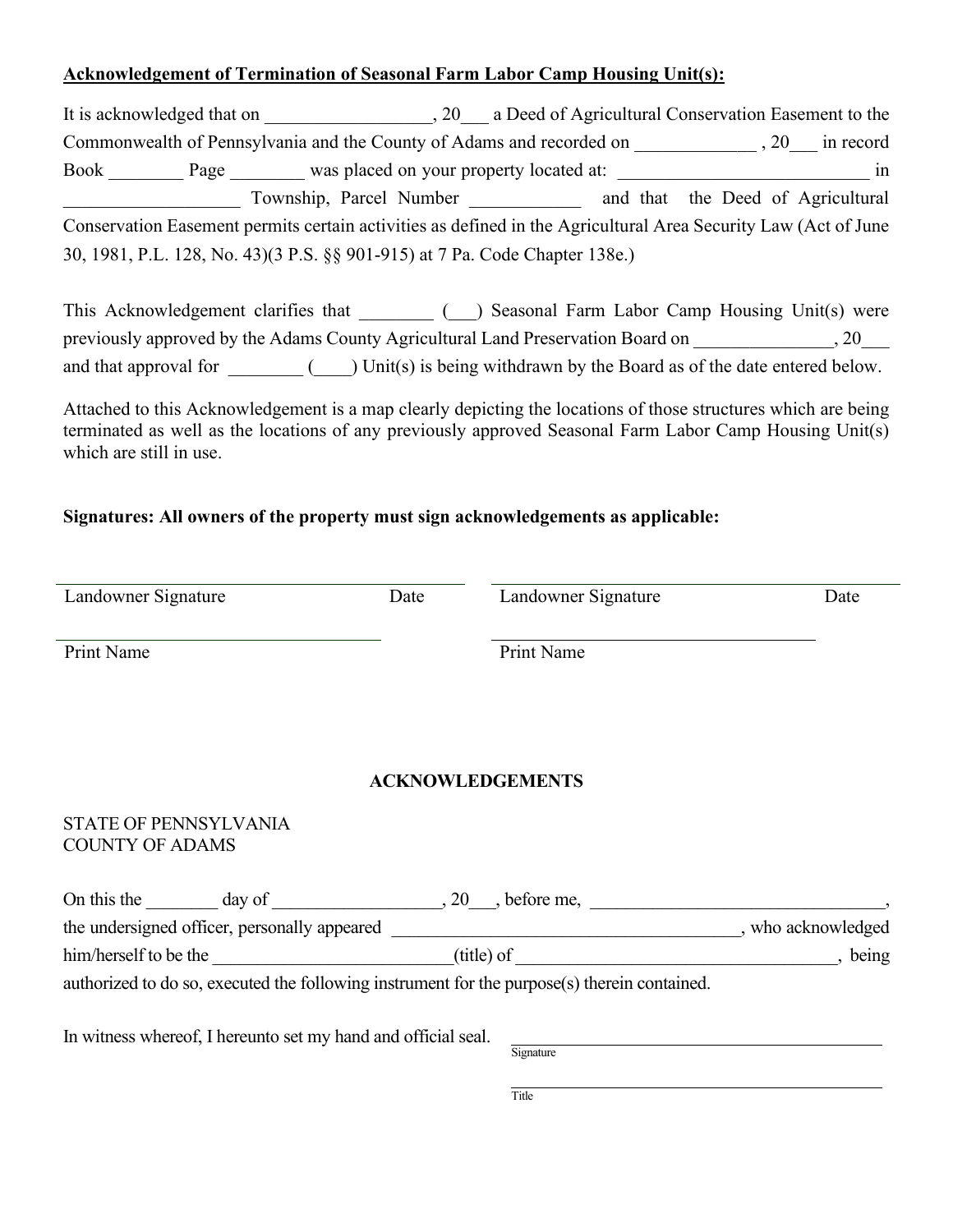**Acknowledgement of Termination of Seasonal Farm Labor Camp Housing Unit(s):**

It is acknowledged that on __________________, 20___ a Deed of Agricultural Conservation Easement to the Commonwealth of Pennsylvania and the County of Adams and recorded on _____________ , 20___ in record Book ________ Page ________ was placed on your property located at: ___________________________ in ___________________ Township, Parcel Number ____________ and that the Deed of Agricultural Conservation Easement permits certain activities as defined in the Agricultural Area Security Law (Act of June 30, 1981, P.L. 128, No. 43)(3 P.S. §§ 901-915) at 7 Pa. Code Chapter 138e.)

This Acknowledgement clarifies that ________ (___) Seasonal Farm Labor Camp Housing Unit(s) were previously approved by the Adams County Agricultural Land Preservation Board on _______________, 20___ and that approval for ________ (____) Unit(s) is being withdrawn by the Board as of the date entered below.

Attached to this Acknowledgement is a map clearly depicting the locations of those structures which are being terminated as well as the locations of any previously approved Seasonal Farm Labor Camp Housing Unit(s) which are still in use.

**Signatures: All owners of the property must sign acknowledgements as applicable:**

______________________________________
Landowner Signature Date

______________________________________
Print Name

______________________________________
Landowner Signature Date

______________________________________
Print Name

**ACKNOWLEDGEMENTS**

STATE OF PENNSYLVANIA
COUNTY OF ADAMS

On this the ________ day of __________________, 20___, before me, ________________________________, the undersigned officer, personally appeared ______________________________________, who acknowledged him/herself to be the __________________________(title) of ___________________________________, being authorized to do so, executed the following instrument for the purpose(s) therein contained.

In witness whereof, I hereunto set my hand and official seal.

______________________________________
Signature

______________________________________
Title